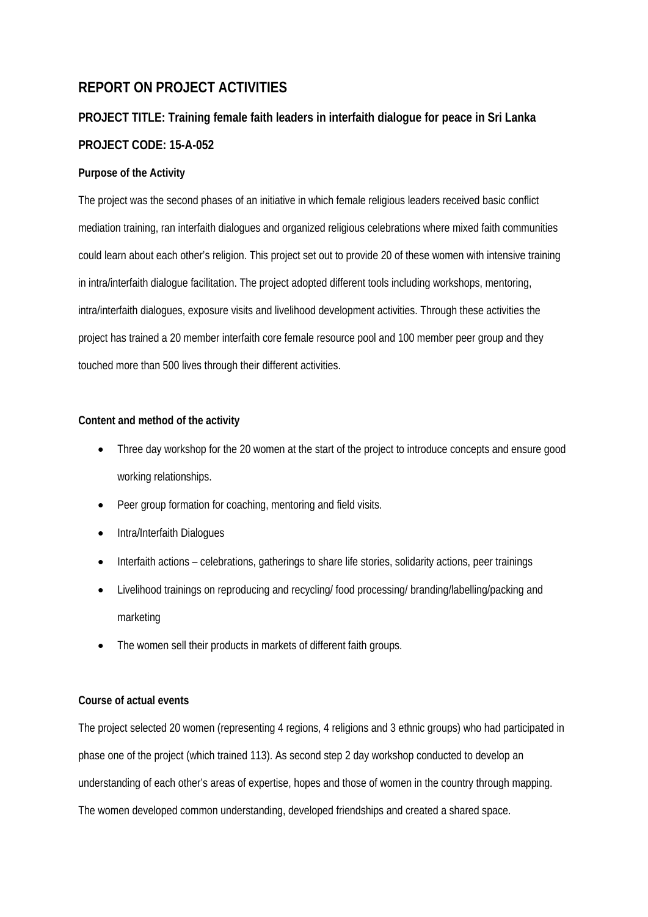# REPORT ON PROJECT ACTIVITIES

## PROJECT TITLE: Training female faith leaders in interfaith dialogue for peace in Sri Lanka

## PROJECT CODE: 15-A-052

**Purpose of the Activity**

The project was the second phases of an initiative in which female religious leaders received basic conflict mediation training, ran interfaith dialogues and organized religious celebrations where mixed faith communities could learn about each other's religion. This project set out to provide 20 of these women with intensive training in intra/interfaith dialogue facilitation. The project adopted different tools including workshops, mentoring, intra/interfaith dialogues, exposure visits and livelihood development activities. Through these activities the project has trained a 20 member interfaith core female resource pool and 100 member peer group and they touched more than 500 lives through their different activities.

**Content and method of the activity**

- Three day workshop for the 20 women at the start of the project to introduce concepts and ensure good working relationships.
- Peer group formation for coaching, mentoring and field visits.
- Intra/Interfaith Dialogues
- Interfaith actions – celebrations, gatherings to share life stories, solidarity actions, peer trainings
- Livelihood trainings on reproducing and recycling/ food processing/ branding/labelling/packing and marketing
- The women sell their products in markets of different faith groups.

**Course of actual events**

The project selected 20 women (representing 4 regions, 4 religions and 3 ethnic groups) who had participated in phase one of the project (which trained 113). As second step 2 day workshop conducted to develop an understanding of each other's areas of expertise, hopes and those of women in the country through mapping. The women developed common understanding, developed friendships and created a shared space.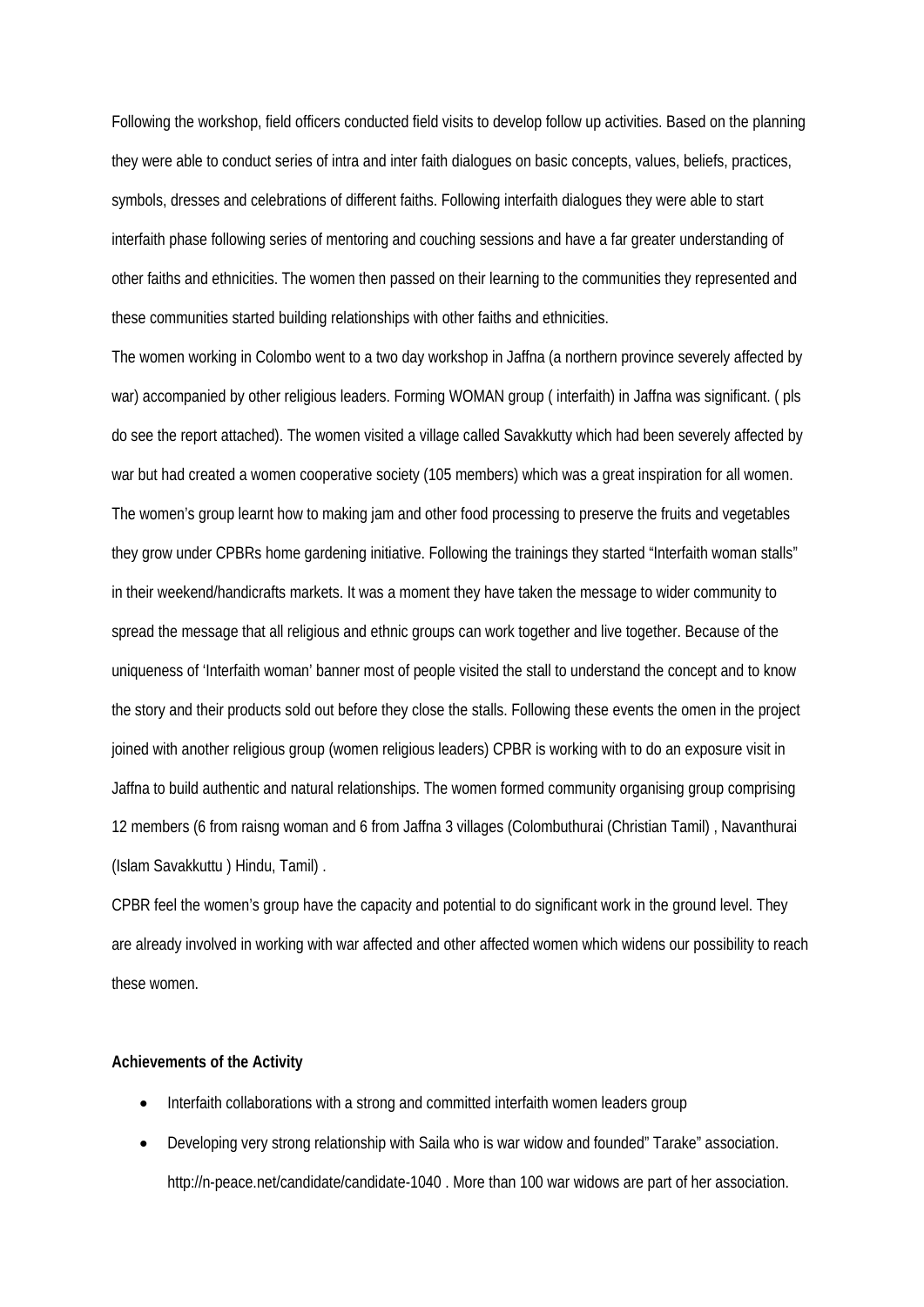Following the workshop, field officers conducted field visits to develop follow up activities. Based on the planning they were able to conduct series of intra and inter faith dialogues on basic concepts, values, beliefs, practices, symbols, dresses and celebrations of different faiths. Following interfaith dialogues they were able to start interfaith phase following series of mentoring and couching sessions and have a far greater understanding of other faiths and ethnicities. The women then passed on their learning to the communities they represented and these communities started building relationships with other faiths and ethnicities.

The women working in Colombo went to a two day workshop in Jaffna (a northern province severely affected by war) accompanied by other religious leaders. Forming WOMAN group ( interfaith) in Jaffna was significant. ( pls do see the report attached). The women visited a village called Savakkutty which had been severely affected by war but had created a women cooperative society (105 members) which was a great inspiration for all women. The women's group learnt how to making jam and other food processing to preserve the fruits and vegetables they grow under CPBRs home gardening initiative. Following the trainings they started "Interfaith woman stalls" in their weekend/handicrafts markets. It was a moment they have taken the message to wider community to spread the message that all religious and ethnic groups can work together and live together. Because of the uniqueness of 'Interfaith woman' banner most of people visited the stall to understand the concept and to know the story and their products sold out before they close the stalls. Following these events the omen in the project joined with another religious group (women religious leaders) CPBR is working with to do an exposure visit in Jaffna to build authentic and natural relationships. The women formed community organising group comprising 12 members (6 from raisng woman and 6 from Jaffna 3 villages (Colombuthurai (Christian Tamil) , Navanthurai (Islam Savakkuttu ) Hindu, Tamil) .

CPBR feel the women's group have the capacity and potential to do significant work in the ground level. They are already involved in working with war affected and other affected women which widens our possibility to reach these women.

**Achievements of the Activity**

- Interfaith collaborations with a strong and committed interfaith women leaders group
- Developing very strong relationship with Saila who is war widow and founded" Tarake" association. http://n-peace.net/candidate/candidate-1040 . More than 100 war widows are part of her association.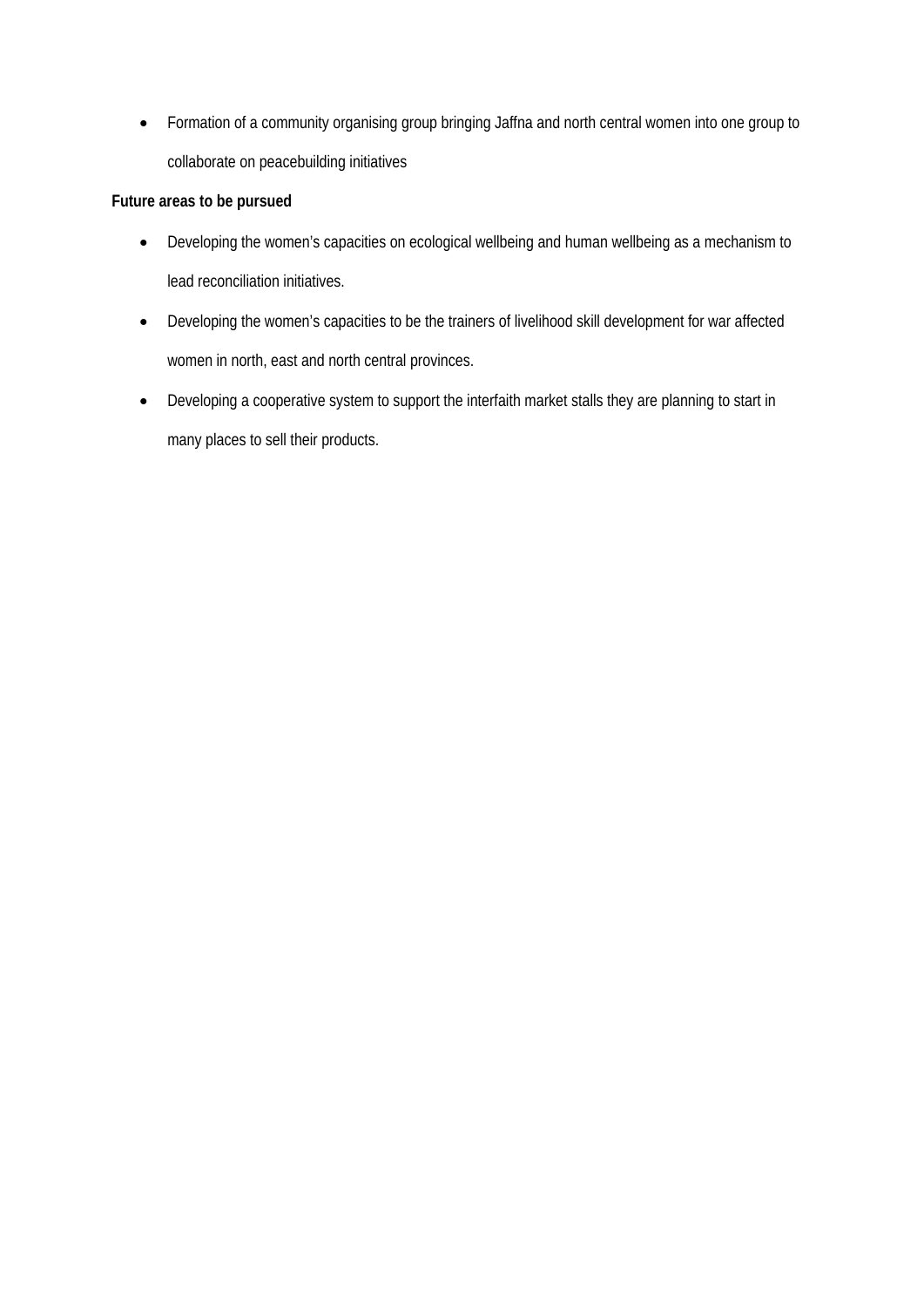- Formation of a community organising group bringing Jaffna and north central women into one group to collaborate on peacebuilding initiatives

**Future areas to be pursued**

- Developing the women's capacities on ecological wellbeing and human wellbeing as a mechanism to lead reconciliation initiatives.
- Developing the women's capacities to be the trainers of livelihood skill development for war affected women in north, east and north central provinces.
- Developing a cooperative system to support the interfaith market stalls they are planning to start in many places to sell their products.